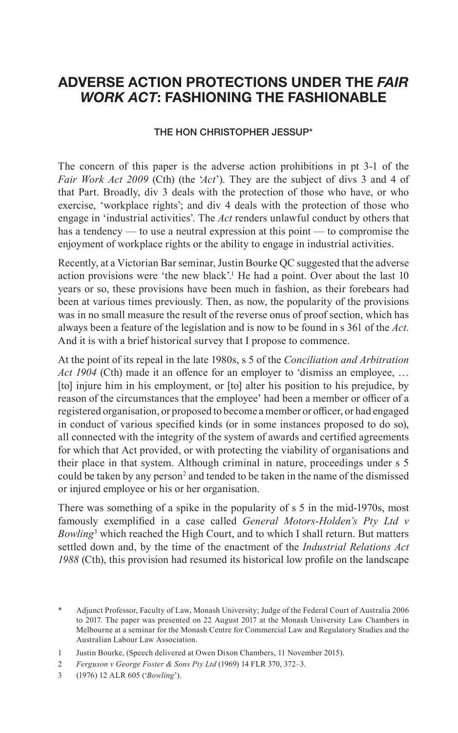# ADVERSE ACTION PROTECTIONS UNDER THE *FAIR WORK ACT*: FASHIONING THE FASHIONABLE

THE HON CHRISTOPHER JESSUP*

The concern of this paper is the adverse action prohibitions in pt 3-1 of the *Fair Work Act 2009* (Cth) (the '*Act*'). They are the subject of divs 3 and 4 of that Part. Broadly, div 3 deals with the protection of those who have, or who exercise, 'workplace rights'; and div 4 deals with the protection of those who engage in 'industrial activities'. The *Act* renders unlawful conduct by others that has a tendency — to use a neutral expression at this point — to compromise the enjoyment of workplace rights or the ability to engage in industrial activities.

Recently, at a Victorian Bar seminar, Justin Bourke QC suggested that the adverse action provisions were 'the new black'.[1] He had a point. Over about the last 10 years or so, these provisions have been much in fashion, as their forebears had been at various times previously. Then, as now, the popularity of the provisions was in no small measure the result of the reverse onus of proof section, which has always been a feature of the legislation and is now to be found in s 361 of the *Act*. And it is with a brief historical survey that I propose to commence.

At the point of its repeal in the late 1980s, s 5 of the *Conciliation and Arbitration Act 1904* (Cth) made it an offence for an employer to 'dismiss an employee, … [to] injure him in his employment, or [to] alter his position to his prejudice, by reason of the circumstances that the employee' had been a member or officer of a registered organisation, or proposed to become a member or officer, or had engaged in conduct of various specified kinds (or in some instances proposed to do so), all connected with the integrity of the system of awards and certified agreements for which that Act provided, or with protecting the viability of organisations and their place in that system. Although criminal in nature, proceedings under s 5 could be taken by any person[2] and tended to be taken in the name of the dismissed or injured employee or his or her organisation.

There was something of a spike in the popularity of s 5 in the mid-1970s, most famously exemplified in a case called *General Motors-Holden's Pty Ltd v Bowling*[3] which reached the High Court, and to which I shall return. But matters settled down and, by the time of the enactment of the *Industrial Relations Act 1988* (Cth), this provision had resumed its historical low profile on the landscape

---

\* Adjunct Professor, Faculty of Law, Monash University; Judge of the Federal Court of Australia 2006 to 2017. The paper was presented on 22 August 2017 at the Monash University Law Chambers in Melbourne at a seminar for the Monash Centre for Commercial Law and Regulatory Studies and the Australian Labour Law Association.

1 Justin Bourke, (Speech delivered at Owen Dixon Chambers, 11 November 2015).

2 *Ferguson v George Foster & Sons Pty Ltd* (1969) 14 FLR 370, 372–3.

3 (1976) 12 ALR 605 ('*Bowling*').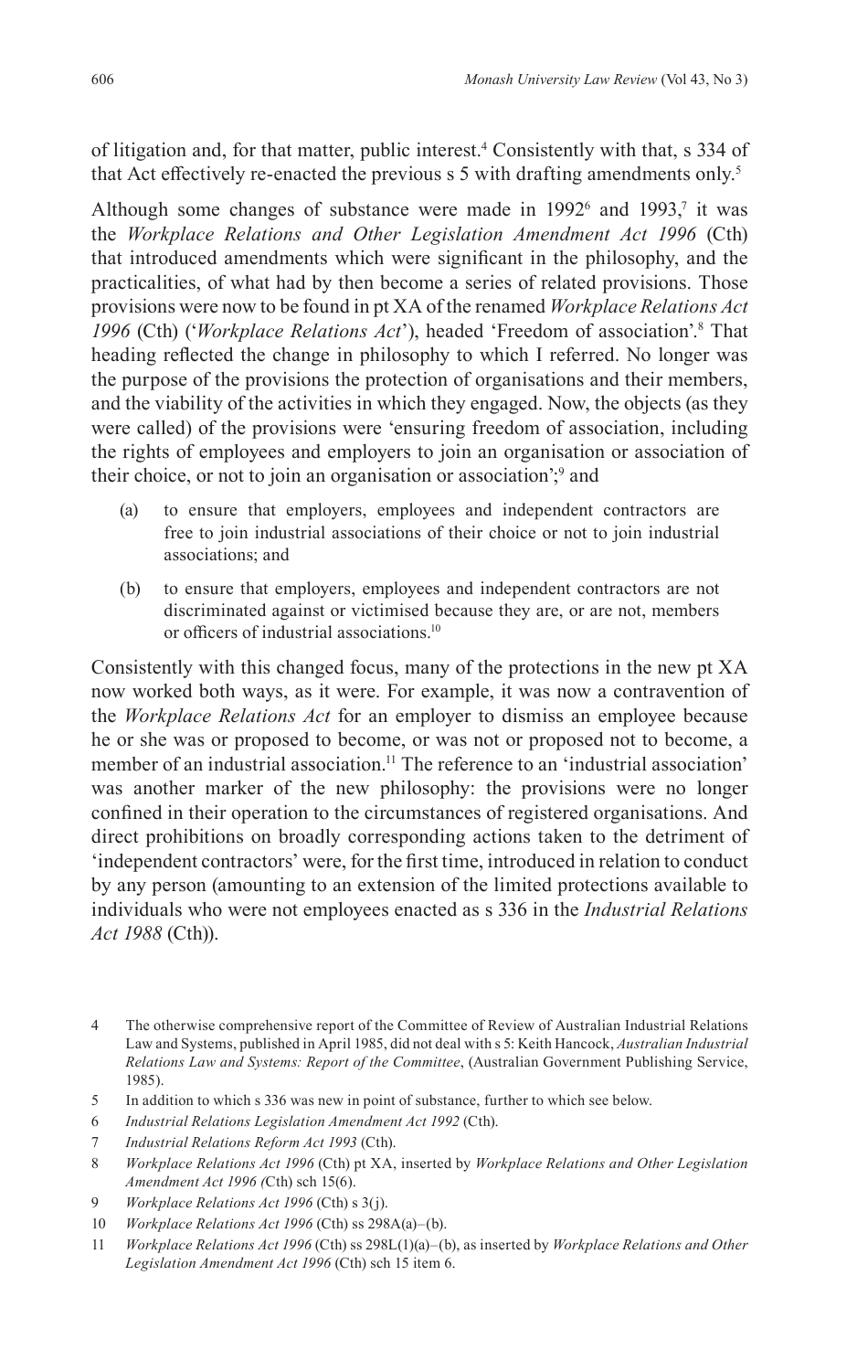of litigation and, for that matter, public interest.[4] Consistently with that, s 334 of that Act effectively re-enacted the previous s 5 with drafting amendments only.[5]

Although some changes of substance were made in 1992[6] and 1993,[7] it was the *Workplace Relations and Other Legislation Amendment Act 1996* (Cth) that introduced amendments which were significant in the philosophy, and the practicalities, of what had by then become a series of related provisions. Those provisions were now to be found in pt XA of the renamed *Workplace Relations Act 1996* (Cth) ('*Workplace Relations Act*'), headed 'Freedom of association'.[8] That heading reflected the change in philosophy to which I referred. No longer was the purpose of the provisions the protection of organisations and their members, and the viability of the activities in which they engaged. Now, the objects (as they were called) of the provisions were 'ensuring freedom of association, including the rights of employees and employers to join an organisation or association of their choice, or not to join an organisation or association';[9] and

> (a) to ensure that employers, employees and independent contractors are free to join industrial associations of their choice or not to join industrial associations; and
>
> (b) to ensure that employers, employees and independent contractors are not discriminated against or victimised because they are, or are not, members or officers of industrial associations.[10]

Consistently with this changed focus, many of the protections in the new pt XA now worked both ways, as it were. For example, it was now a contravention of the *Workplace Relations Act* for an employer to dismiss an employee because he or she was or proposed to become, or was not or proposed not to become, a member of an industrial association.[11] The reference to an 'industrial association' was another marker of the new philosophy: the provisions were no longer confined in their operation to the circumstances of registered organisations. And direct prohibitions on broadly corresponding actions taken to the detriment of 'independent contractors' were, for the first time, introduced in relation to conduct by any person (amounting to an extension of the limited protections available to individuals who were not employees enacted as s 336 in the *Industrial Relations Act 1988* (Cth)).

---

4 The otherwise comprehensive report of the Committee of Review of Australian Industrial Relations Law and Systems, published in April 1985, did not deal with s 5: Keith Hancock, *Australian Industrial Relations Law and Systems: Report of the Committee*, (Australian Government Publishing Service, 1985).

5 In addition to which s 336 was new in point of substance, further to which see below.

6 *Industrial Relations Legislation Amendment Act 1992* (Cth).

7 *Industrial Relations Reform Act 1993* (Cth).

8 *Workplace Relations Act 1996* (Cth) pt XA, inserted by *Workplace Relations and Other Legislation Amendment Act 1996 (*Cth) sch 15(6).

9 *Workplace Relations Act 1996* (Cth) s 3(j).

10 *Workplace Relations Act 1996* (Cth) ss 298A(a)–(b).

11 *Workplace Relations Act 1996* (Cth) ss 298L(1)(a)–(b), as inserted by *Workplace Relations and Other Legislation Amendment Act 1996* (Cth) sch 15 item 6.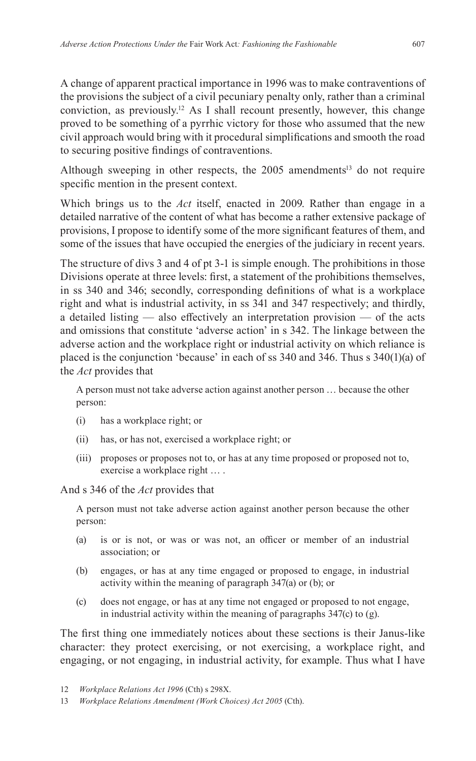A change of apparent practical importance in 1996 was to make contraventions of the provisions the subject of a civil pecuniary penalty only, rather than a criminal conviction, as previously.[12] As I shall recount presently, however, this change proved to be something of a pyrrhic victory for those who assumed that the new civil approach would bring with it procedural simplifications and smooth the road to securing positive findings of contraventions.

Although sweeping in other respects, the 2005 amendments[13] do not require specific mention in the present context.

Which brings us to the *Act* itself, enacted in 2009. Rather than engage in a detailed narrative of the content of what has become a rather extensive package of provisions, I propose to identify some of the more significant features of them, and some of the issues that have occupied the energies of the judiciary in recent years.

The structure of divs 3 and 4 of pt 3-1 is simple enough. The prohibitions in those Divisions operate at three levels: first, a statement of the prohibitions themselves, in ss 340 and 346; secondly, corresponding definitions of what is a workplace right and what is industrial activity, in ss 341 and 347 respectively; and thirdly, a detailed listing — also effectively an interpretation provision — of the acts and omissions that constitute 'adverse action' in s 342. The linkage between the adverse action and the workplace right or industrial activity on which reliance is placed is the conjunction 'because' in each of ss 340 and 346. Thus s 340(1)(a) of the *Act* provides that

> A person must not take adverse action against another person … because the other person:
>
> (i) has a workplace right; or
>
> (ii) has, or has not, exercised a workplace right; or
>
> (iii) proposes or proposes not to, or has at any time proposed or proposed not to, exercise a workplace right … .

And s 346 of the *Act* provides that

> A person must not take adverse action against another person because the other person:
>
> (a) is or is not, or was or was not, an officer or member of an industrial association; or
>
> (b) engages, or has at any time engaged or proposed to engage, in industrial activity within the meaning of paragraph 347(a) or (b); or
>
> (c) does not engage, or has at any time not engaged or proposed to not engage, in industrial activity within the meaning of paragraphs 347(c) to (g).

The first thing one immediately notices about these sections is their Janus-like character: they protect exercising, or not exercising, a workplace right, and engaging, or not engaging, in industrial activity, for example. Thus what I have

12 *Workplace Relations Act 1996* (Cth) s 298X.

13 *Workplace Relations Amendment (Work Choices) Act 2005* (Cth).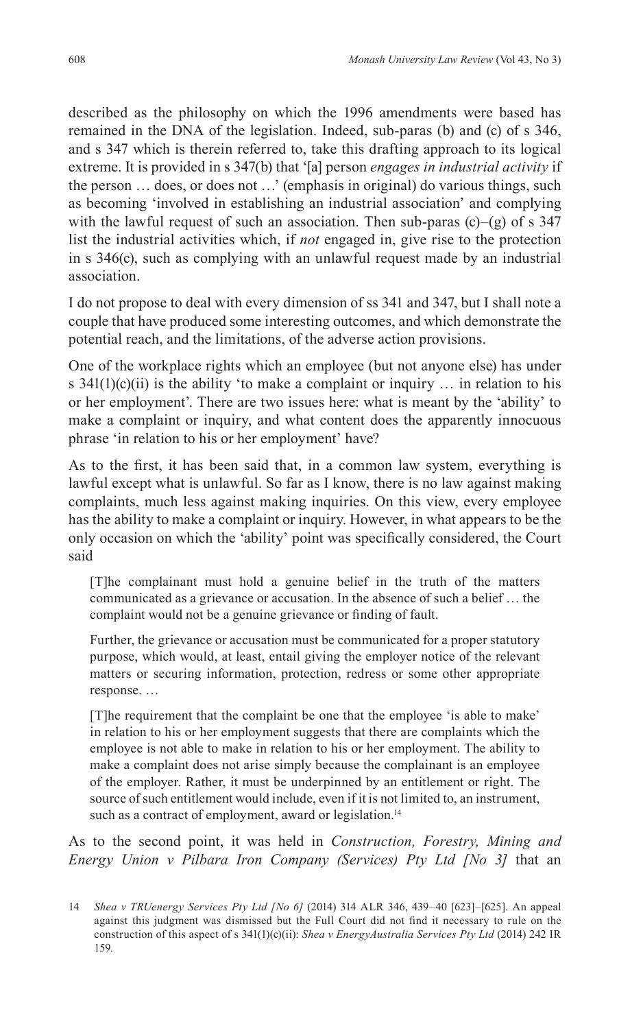described as the philosophy on which the 1996 amendments were based has remained in the DNA of the legislation. Indeed, sub-paras (b) and (c) of s 346, and s 347 which is therein referred to, take this drafting approach to its logical extreme. It is provided in s 347(b) that '[a] person *engages in industrial activity* if the person … does, or does not …' (emphasis in original) do various things, such as becoming 'involved in establishing an industrial association' and complying with the lawful request of such an association. Then sub-paras (c)–(g) of s 347 list the industrial activities which, if *not* engaged in, give rise to the protection in s 346(c), such as complying with an unlawful request made by an industrial association.

I do not propose to deal with every dimension of ss 341 and 347, but I shall note a couple that have produced some interesting outcomes, and which demonstrate the potential reach, and the limitations, of the adverse action provisions.

One of the workplace rights which an employee (but not anyone else) has under s 341(1)(c)(ii) is the ability 'to make a complaint or inquiry … in relation to his or her employment'. There are two issues here: what is meant by the 'ability' to make a complaint or inquiry, and what content does the apparently innocuous phrase 'in relation to his or her employment' have?

As to the first, it has been said that, in a common law system, everything is lawful except what is unlawful. So far as I know, there is no law against making complaints, much less against making inquiries. On this view, every employee has the ability to make a complaint or inquiry. However, in what appears to be the only occasion on which the 'ability' point was specifically considered, the Court said

> [T]he complainant must hold a genuine belief in the truth of the matters communicated as a grievance or accusation. In the absence of such a belief … the complaint would not be a genuine grievance or finding of fault.
>
> Further, the grievance or accusation must be communicated for a proper statutory purpose, which would, at least, entail giving the employer notice of the relevant matters or securing information, protection, redress or some other appropriate response. …
>
> [T]he requirement that the complaint be one that the employee 'is able to make' in relation to his or her employment suggests that there are complaints which the employee is not able to make in relation to his or her employment. The ability to make a complaint does not arise simply because the complainant is an employee of the employer. Rather, it must be underpinned by an entitlement or right. The source of such entitlement would include, even if it is not limited to, an instrument, such as a contract of employment, award or legislation.[14]

As to the second point, it was held in *Construction, Forestry, Mining and Energy Union v Pilbara Iron Company (Services) Pty Ltd [No 3]* that an

---

14 *Shea v TRUenergy Services Pty Ltd [No 6]* (2014) 314 ALR 346, 439–40 [623]–[625]. An appeal against this judgment was dismissed but the Full Court did not find it necessary to rule on the construction of this aspect of s 341(1)(c)(ii): *Shea v EnergyAustralia Services Pty Ltd* (2014) 242 IR 159.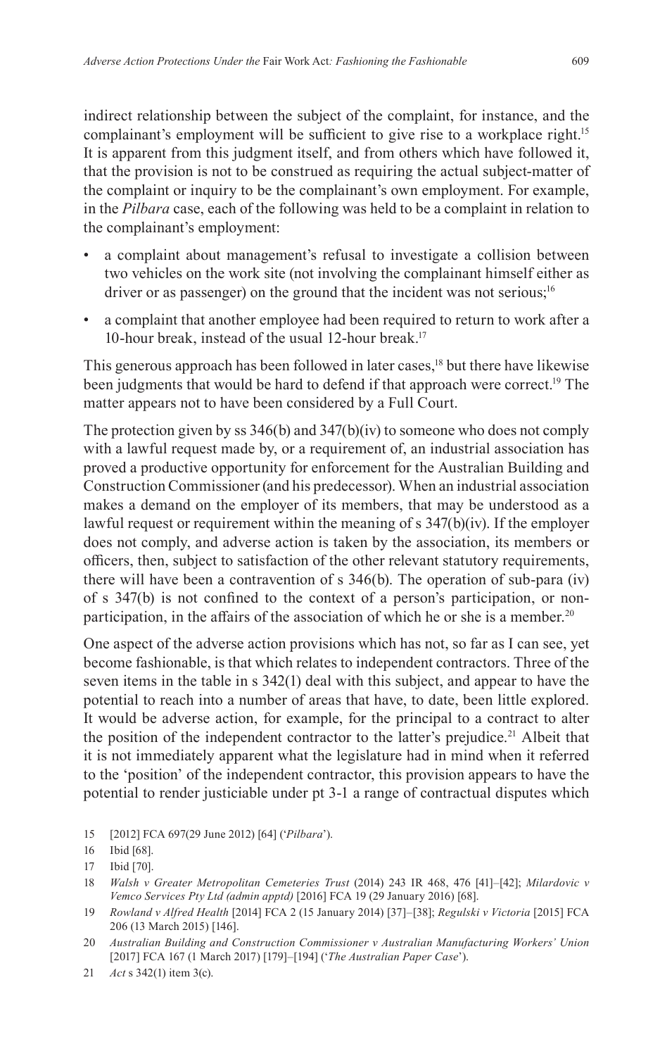indirect relationship between the subject of the complaint, for instance, and the complainant's employment will be sufficient to give rise to a workplace right.[15] It is apparent from this judgment itself, and from others which have followed it, that the provision is not to be construed as requiring the actual subject-matter of the complaint or inquiry to be the complainant's own employment. For example, in the *Pilbara* case, each of the following was held to be a complaint in relation to the complainant's employment:

- a complaint about management's refusal to investigate a collision between two vehicles on the work site (not involving the complainant himself either as driver or as passenger) on the ground that the incident was not serious;[16]
- a complaint that another employee had been required to return to work after a 10-hour break, instead of the usual 12-hour break.[17]

This generous approach has been followed in later cases,[18] but there have likewise been judgments that would be hard to defend if that approach were correct.[19] The matter appears not to have been considered by a Full Court.

The protection given by ss 346(b) and 347(b)(iv) to someone who does not comply with a lawful request made by, or a requirement of, an industrial association has proved a productive opportunity for enforcement for the Australian Building and Construction Commissioner (and his predecessor). When an industrial association makes a demand on the employer of its members, that may be understood as a lawful request or requirement within the meaning of s 347(b)(iv). If the employer does not comply, and adverse action is taken by the association, its members or officers, then, subject to satisfaction of the other relevant statutory requirements, there will have been a contravention of s 346(b). The operation of sub-para (iv) of s 347(b) is not confined to the context of a person's participation, or non-participation, in the affairs of the association of which he or she is a member.[20]

One aspect of the adverse action provisions which has not, so far as I can see, yet become fashionable, is that which relates to independent contractors. Three of the seven items in the table in s 342(1) deal with this subject, and appear to have the potential to reach into a number of areas that have, to date, been little explored. It would be adverse action, for example, for the principal to a contract to alter the position of the independent contractor to the latter's prejudice.[21] Albeit that it is not immediately apparent what the legislature had in mind when it referred to the 'position' of the independent contractor, this provision appears to have the potential to render justiciable under pt 3-1 a range of contractual disputes which

15 [2012] FCA 697(29 June 2012) [64] ('*Pilbara*').

16 Ibid [68].

17 Ibid [70].

18 *Walsh v Greater Metropolitan Cemeteries Trust* (2014) 243 IR 468, 476 [41]–[42]; *Milardovic v Vemco Services Pty Ltd (admin apptd)* [2016] FCA 19 (29 January 2016) [68].

19 *Rowland v Alfred Health* [2014] FCA 2 (15 January 2014) [37]–[38]; *Regulski v Victoria* [2015] FCA 206 (13 March 2015) [146].

20 *Australian Building and Construction Commissioner v Australian Manufacturing Workers' Union* [2017] FCA 167 (1 March 2017) [179]–[194] ('*The Australian Paper Case*').

21 *Act* s 342(1) item 3(c).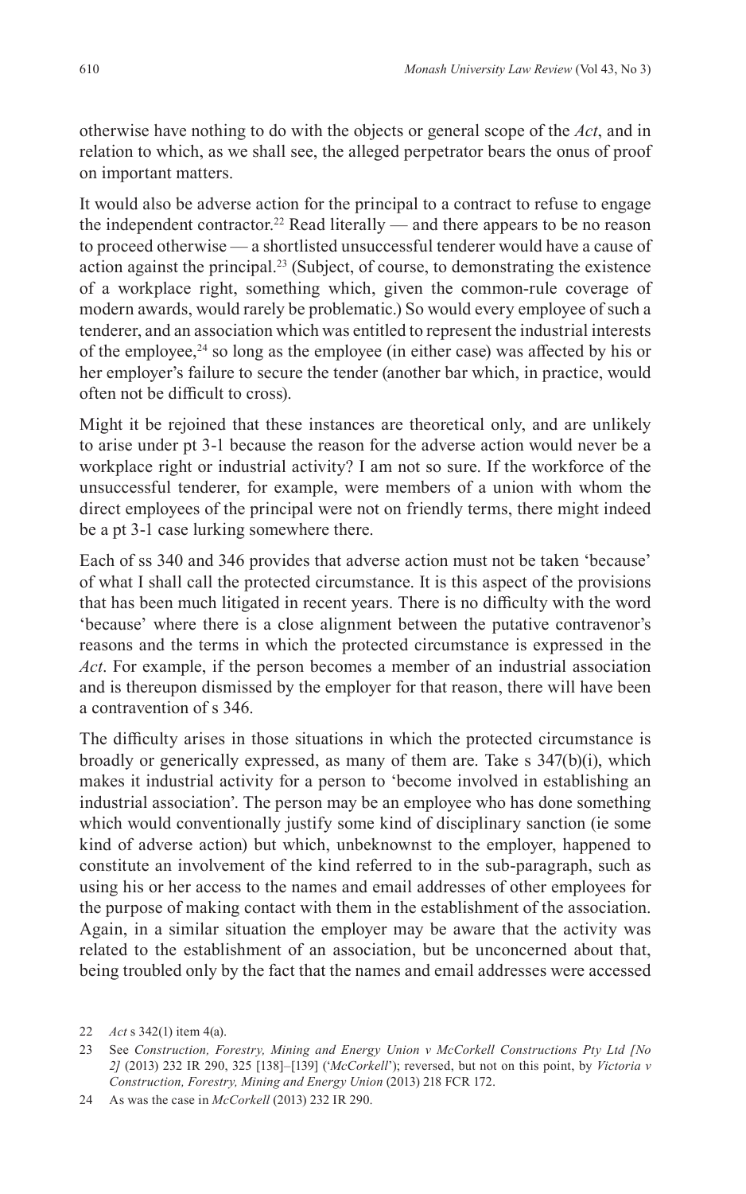otherwise have nothing to do with the objects or general scope of the *Act*, and in relation to which, as we shall see, the alleged perpetrator bears the onus of proof on important matters.

It would also be adverse action for the principal to a contract to refuse to engage the independent contractor.[22] Read literally — and there appears to be no reason to proceed otherwise — a shortlisted unsuccessful tenderer would have a cause of action against the principal.[23] (Subject, of course, to demonstrating the existence of a workplace right, something which, given the common-rule coverage of modern awards, would rarely be problematic.) So would every employee of such a tenderer, and an association which was entitled to represent the industrial interests of the employee,[24] so long as the employee (in either case) was affected by his or her employer's failure to secure the tender (another bar which, in practice, would often not be difficult to cross).

Might it be rejoined that these instances are theoretical only, and are unlikely to arise under pt 3-1 because the reason for the adverse action would never be a workplace right or industrial activity? I am not so sure. If the workforce of the unsuccessful tenderer, for example, were members of a union with whom the direct employees of the principal were not on friendly terms, there might indeed be a pt 3-1 case lurking somewhere there.

Each of ss 340 and 346 provides that adverse action must not be taken 'because' of what I shall call the protected circumstance. It is this aspect of the provisions that has been much litigated in recent years. There is no difficulty with the word 'because' where there is a close alignment between the putative contravenor's reasons and the terms in which the protected circumstance is expressed in the *Act*. For example, if the person becomes a member of an industrial association and is thereupon dismissed by the employer for that reason, there will have been a contravention of s 346.

The difficulty arises in those situations in which the protected circumstance is broadly or generically expressed, as many of them are. Take s 347(b)(i), which makes it industrial activity for a person to 'become involved in establishing an industrial association'. The person may be an employee who has done something which would conventionally justify some kind of disciplinary sanction (ie some kind of adverse action) but which, unbeknownst to the employer, happened to constitute an involvement of the kind referred to in the sub-paragraph, such as using his or her access to the names and email addresses of other employees for the purpose of making contact with them in the establishment of the association. Again, in a similar situation the employer may be aware that the activity was related to the establishment of an association, but be unconcerned about that, being troubled only by the fact that the names and email addresses were accessed

---

22 *Act* s 342(1) item 4(a).

23 See *Construction, Forestry, Mining and Energy Union v McCorkell Constructions Pty Ltd [No 2]* (2013) 232 IR 290, 325 [138]–[139] ('*McCorkell*'); reversed, but not on this point, by *Victoria v Construction, Forestry, Mining and Energy Union* (2013) 218 FCR 172.

24 As was the case in *McCorkell* (2013) 232 IR 290.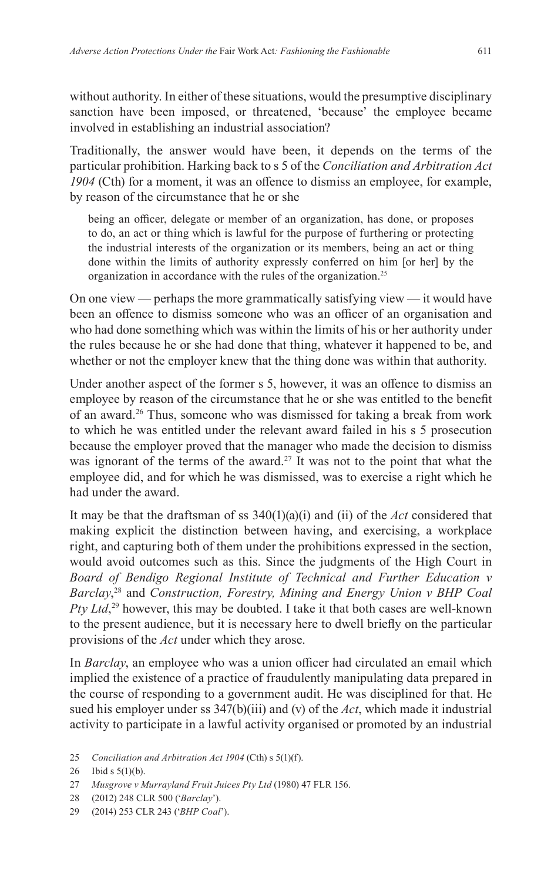without authority. In either of these situations, would the presumptive disciplinary sanction have been imposed, or threatened, 'because' the employee became involved in establishing an industrial association?

Traditionally, the answer would have been, it depends on the terms of the particular prohibition. Harking back to s 5 of the *Conciliation and Arbitration Act 1904* (Cth) for a moment, it was an offence to dismiss an employee, for example, by reason of the circumstance that he or she

> being an officer, delegate or member of an organization, has done, or proposes to do, an act or thing which is lawful for the purpose of furthering or protecting the industrial interests of the organization or its members, being an act or thing done within the limits of authority expressly conferred on him [or her] by the organization in accordance with the rules of the organization.[25]

On one view — perhaps the more grammatically satisfying view — it would have been an offence to dismiss someone who was an officer of an organisation and who had done something which was within the limits of his or her authority under the rules because he or she had done that thing, whatever it happened to be, and whether or not the employer knew that the thing done was within that authority.

Under another aspect of the former s 5, however, it was an offence to dismiss an employee by reason of the circumstance that he or she was entitled to the benefit of an award.[26] Thus, someone who was dismissed for taking a break from work to which he was entitled under the relevant award failed in his s 5 prosecution because the employer proved that the manager who made the decision to dismiss was ignorant of the terms of the award.[27] It was not to the point that what the employee did, and for which he was dismissed, was to exercise a right which he had under the award.

It may be that the draftsman of ss 340(1)(a)(i) and (ii) of the *Act* considered that making explicit the distinction between having, and exercising, a workplace right, and capturing both of them under the prohibitions expressed in the section, would avoid outcomes such as this. Since the judgments of the High Court in *Board of Bendigo Regional Institute of Technical and Further Education v Barclay*,[28] and *Construction, Forestry, Mining and Energy Union v BHP Coal Pty Ltd*,[29] however, this may be doubted. I take it that both cases are well-known to the present audience, but it is necessary here to dwell briefly on the particular provisions of the *Act* under which they arose.

In *Barclay*, an employee who was a union officer had circulated an email which implied the existence of a practice of fraudulently manipulating data prepared in the course of responding to a government audit. He was disciplined for that. He sued his employer under ss 347(b)(iii) and (v) of the *Act*, which made it industrial activity to participate in a lawful activity organised or promoted by an industrial

25 *Conciliation and Arbitration Act 1904* (Cth) s 5(1)(f).

26 Ibid s 5(1)(b).

27 *Musgrove v Murrayland Fruit Juices Pty Ltd* (1980) 47 FLR 156.

28 (2012) 248 CLR 500 ('*Barclay*').

29 (2014) 253 CLR 243 ('*BHP Coal*').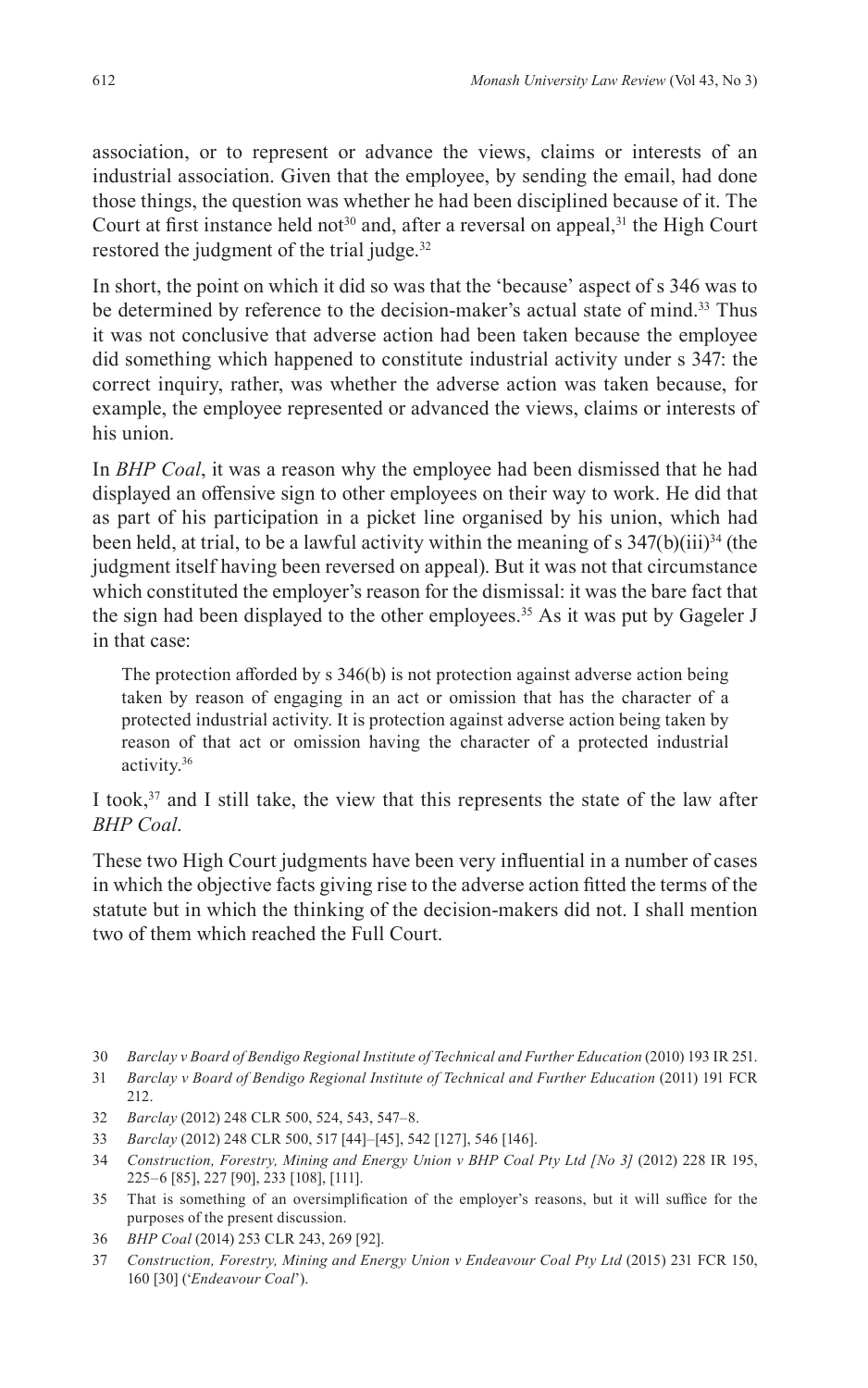association, or to represent or advance the views, claims or interests of an industrial association. Given that the employee, by sending the email, had done those things, the question was whether he had been disciplined because of it. The Court at first instance held not[30] and, after a reversal on appeal,[31] the High Court restored the judgment of the trial judge.[32]

In short, the point on which it did so was that the 'because' aspect of s 346 was to be determined by reference to the decision-maker's actual state of mind.[33] Thus it was not conclusive that adverse action had been taken because the employee did something which happened to constitute industrial activity under s 347: the correct inquiry, rather, was whether the adverse action was taken because, for example, the employee represented or advanced the views, claims or interests of his union.

In *BHP Coal*, it was a reason why the employee had been dismissed that he had displayed an offensive sign to other employees on their way to work. He did that as part of his participation in a picket line organised by his union, which had been held, at trial, to be a lawful activity within the meaning of s 347(b)(iii)[34] (the judgment itself having been reversed on appeal). But it was not that circumstance which constituted the employer's reason for the dismissal: it was the bare fact that the sign had been displayed to the other employees.[35] As it was put by Gageler J in that case:

> The protection afforded by s 346(b) is not protection against adverse action being taken by reason of engaging in an act or omission that has the character of a protected industrial activity. It is protection against adverse action being taken by reason of that act or omission having the character of a protected industrial activity.[36]

I took,[37] and I still take, the view that this represents the state of the law after *BHP Coal*.

These two High Court judgments have been very influential in a number of cases in which the objective facts giving rise to the adverse action fitted the terms of the statute but in which the thinking of the decision-makers did not. I shall mention two of them which reached the Full Court.

---

30 *Barclay v Board of Bendigo Regional Institute of Technical and Further Education* (2010) 193 IR 251.

31 *Barclay v Board of Bendigo Regional Institute of Technical and Further Education* (2011) 191 FCR 212.

32 *Barclay* (2012) 248 CLR 500, 524, 543, 547–8.

33 *Barclay* (2012) 248 CLR 500, 517 [44]–[45], 542 [127], 546 [146].

34 *Construction, Forestry, Mining and Energy Union v BHP Coal Pty Ltd [No 3]* (2012) 228 IR 195, 225–6 [85], 227 [90], 233 [108], [111].

35 That is something of an oversimplification of the employer's reasons, but it will suffice for the purposes of the present discussion.

36 *BHP Coal* (2014) 253 CLR 243, 269 [92].

37 *Construction, Forestry, Mining and Energy Union v Endeavour Coal Pty Ltd* (2015) 231 FCR 150, 160 [30] ('*Endeavour Coal*').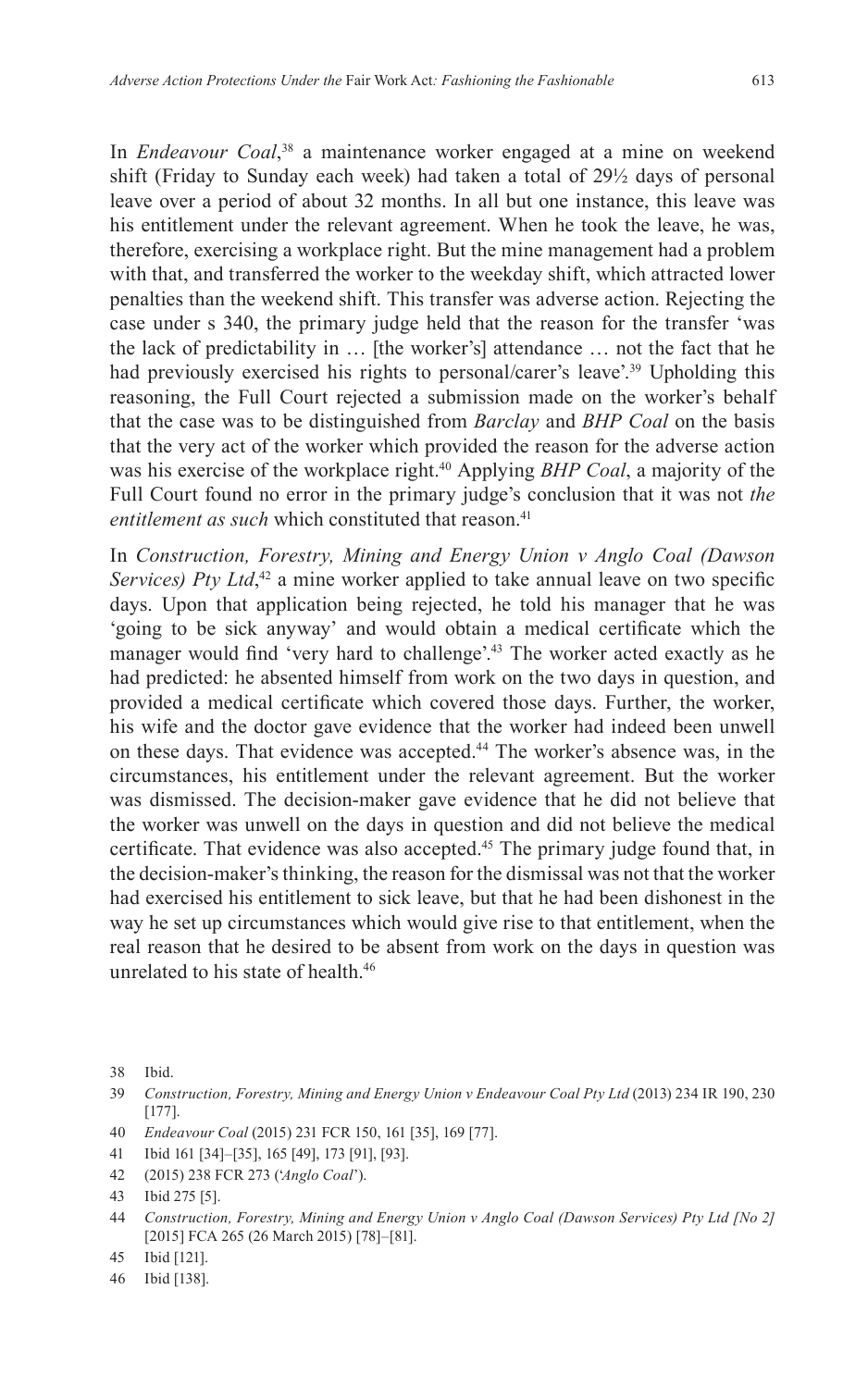In *Endeavour Coal*,[38] a maintenance worker engaged at a mine on weekend shift (Friday to Sunday each week) had taken a total of 29½ days of personal leave over a period of about 32 months. In all but one instance, this leave was his entitlement under the relevant agreement. When he took the leave, he was, therefore, exercising a workplace right. But the mine management had a problem with that, and transferred the worker to the weekday shift, which attracted lower penalties than the weekend shift. This transfer was adverse action. Rejecting the case under s 340, the primary judge held that the reason for the transfer 'was the lack of predictability in … [the worker's] attendance … not the fact that he had previously exercised his rights to personal/carer's leave'.[39] Upholding this reasoning, the Full Court rejected a submission made on the worker's behalf that the case was to be distinguished from *Barclay* and *BHP Coal* on the basis that the very act of the worker which provided the reason for the adverse action was his exercise of the workplace right.[40] Applying *BHP Coal*, a majority of the Full Court found no error in the primary judge's conclusion that it was not *the entitlement as such* which constituted that reason.[41]

In *Construction, Forestry, Mining and Energy Union v Anglo Coal (Dawson Services) Pty Ltd*,[42] a mine worker applied to take annual leave on two specific days. Upon that application being rejected, he told his manager that he was 'going to be sick anyway' and would obtain a medical certificate which the manager would find 'very hard to challenge'.[43] The worker acted exactly as he had predicted: he absented himself from work on the two days in question, and provided a medical certificate which covered those days. Further, the worker, his wife and the doctor gave evidence that the worker had indeed been unwell on these days. That evidence was accepted.[44] The worker's absence was, in the circumstances, his entitlement under the relevant agreement. But the worker was dismissed. The decision-maker gave evidence that he did not believe that the worker was unwell on the days in question and did not believe the medical certificate. That evidence was also accepted.[45] The primary judge found that, in the decision-maker's thinking, the reason for the dismissal was not that the worker had exercised his entitlement to sick leave, but that he had been dishonest in the way he set up circumstances which would give rise to that entitlement, when the real reason that he desired to be absent from work on the days in question was unrelated to his state of health.[46]

---

38 Ibid.

39 *Construction, Forestry, Mining and Energy Union v Endeavour Coal Pty Ltd* (2013) 234 IR 190, 230 [177].

40 *Endeavour Coal* (2015) 231 FCR 150, 161 [35], 169 [77].

41 Ibid 161 [34]–[35], 165 [49], 173 [91], [93].

42 (2015) 238 FCR 273 ('*Anglo Coal*').

43 Ibid 275 [5].

44 *Construction, Forestry, Mining and Energy Union v Anglo Coal (Dawson Services) Pty Ltd [No 2]* [2015] FCA 265 (26 March 2015) [78]–[81].

45 Ibid [121].

46 Ibid [138].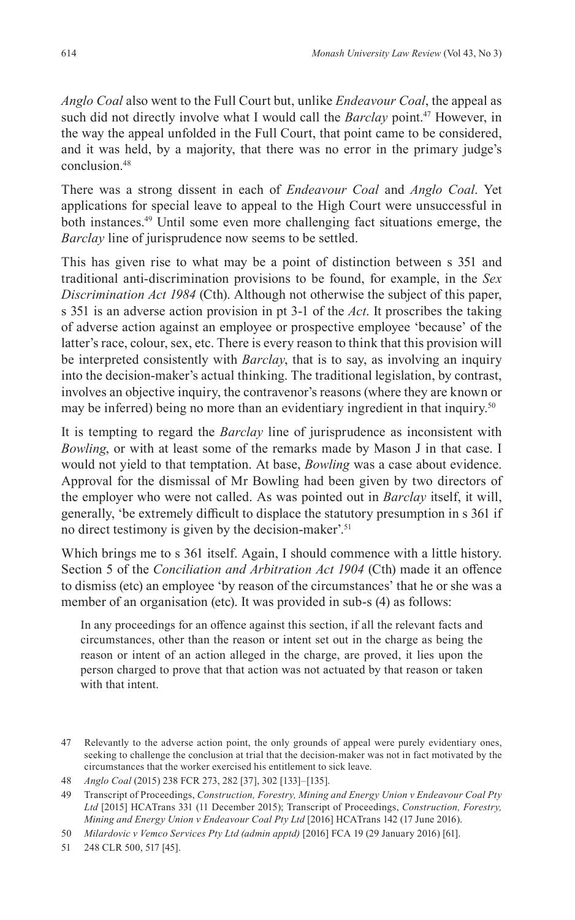*Anglo Coal* also went to the Full Court but, unlike *Endeavour Coal*, the appeal as such did not directly involve what I would call the *Barclay* point.[47] However, in the way the appeal unfolded in the Full Court, that point came to be considered, and it was held, by a majority, that there was no error in the primary judge's conclusion.[48]

There was a strong dissent in each of *Endeavour Coal* and *Anglo Coal*. Yet applications for special leave to appeal to the High Court were unsuccessful in both instances.[49] Until some even more challenging fact situations emerge, the *Barclay* line of jurisprudence now seems to be settled.

This has given rise to what may be a point of distinction between s 351 and traditional anti-discrimination provisions to be found, for example, in the *Sex Discrimination Act 1984* (Cth). Although not otherwise the subject of this paper, s 351 is an adverse action provision in pt 3-1 of the *Act*. It proscribes the taking of adverse action against an employee or prospective employee 'because' of the latter's race, colour, sex, etc. There is every reason to think that this provision will be interpreted consistently with *Barclay*, that is to say, as involving an inquiry into the decision-maker's actual thinking. The traditional legislation, by contrast, involves an objective inquiry, the contravenor's reasons (where they are known or may be inferred) being no more than an evidentiary ingredient in that inquiry.[50]

It is tempting to regard the *Barclay* line of jurisprudence as inconsistent with *Bowling*, or with at least some of the remarks made by Mason J in that case. I would not yield to that temptation. At base, *Bowling* was a case about evidence. Approval for the dismissal of Mr Bowling had been given by two directors of the employer who were not called. As was pointed out in *Barclay* itself, it will, generally, 'be extremely difficult to displace the statutory presumption in s 361 if no direct testimony is given by the decision-maker'.[51]

Which brings me to s 361 itself. Again, I should commence with a little history. Section 5 of the *Conciliation and Arbitration Act 1904* (Cth) made it an offence to dismiss (etc) an employee 'by reason of the circumstances' that he or she was a member of an organisation (etc). It was provided in sub-s (4) as follows:

> In any proceedings for an offence against this section, if all the relevant facts and circumstances, other than the reason or intent set out in the charge as being the reason or intent of an action alleged in the charge, are proved, it lies upon the person charged to prove that that action was not actuated by that reason or taken with that intent.

---

47 Relevantly to the adverse action point, the only grounds of appeal were purely evidentiary ones, seeking to challenge the conclusion at trial that the decision-maker was not in fact motivated by the circumstances that the worker exercised his entitlement to sick leave.

48 *Anglo Coal* (2015) 238 FCR 273, 282 [37], 302 [133]–[135].

49 Transcript of Proceedings, *Construction, Forestry, Mining and Energy Union v Endeavour Coal Pty Ltd* [2015] HCATrans 331 (11 December 2015); Transcript of Proceedings, *Construction, Forestry, Mining and Energy Union v Endeavour Coal Pty Ltd* [2016] HCATrans 142 (17 June 2016).

50 *Milardovic v Vemco Services Pty Ltd (admin apptd)* [2016] FCA 19 (29 January 2016) [61].

51 248 CLR 500, 517 [45].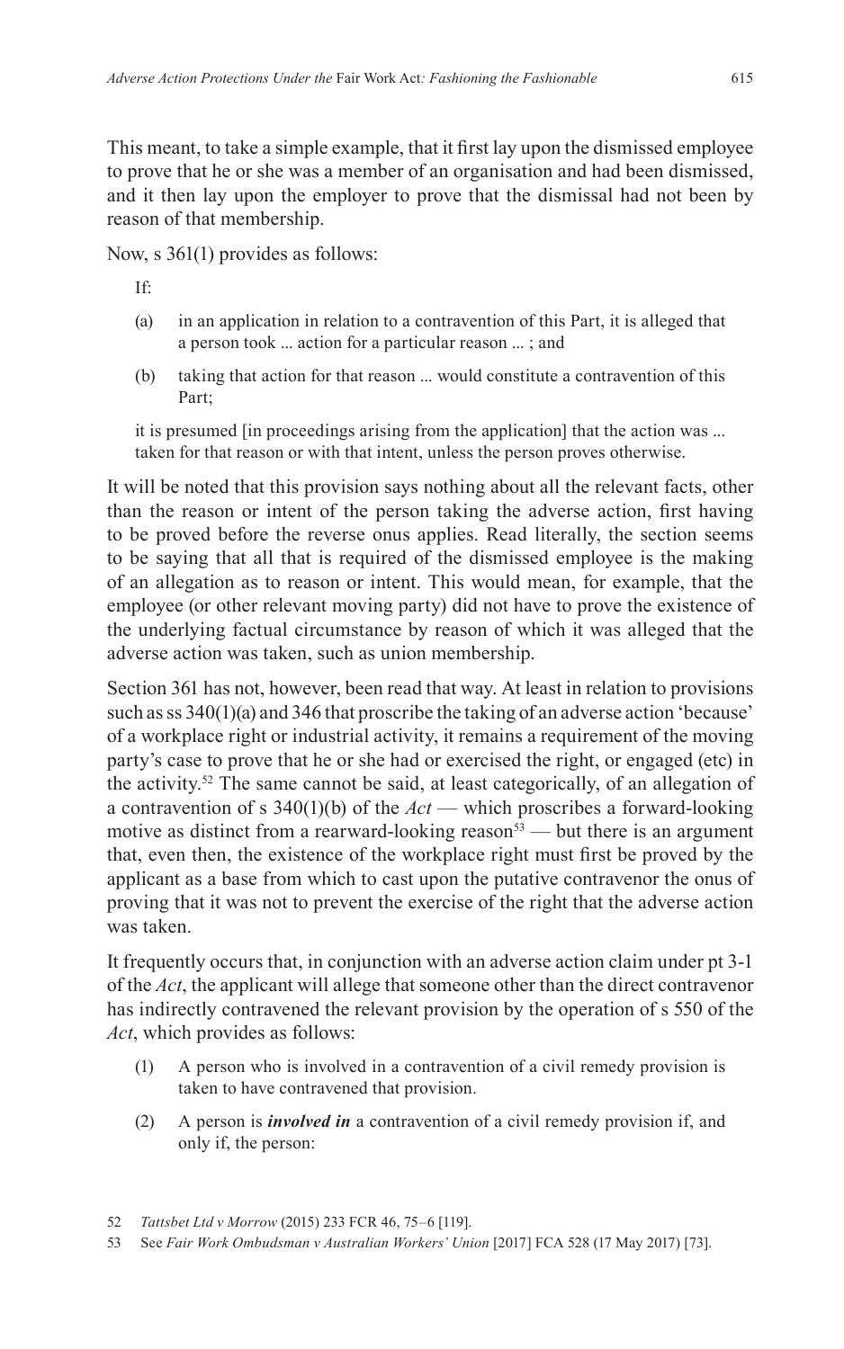This meant, to take a simple example, that it first lay upon the dismissed employee to prove that he or she was a member of an organisation and had been dismissed, and it then lay upon the employer to prove that the dismissal had not been by reason of that membership.

Now, s 361(1) provides as follows:

> If:
>
> (a) in an application in relation to a contravention of this Part, it is alleged that a person took ... action for a particular reason ... ; and
>
> (b) taking that action for that reason ... would constitute a contravention of this Part;
>
> it is presumed [in proceedings arising from the application] that the action was ... taken for that reason or with that intent, unless the person proves otherwise.

It will be noted that this provision says nothing about all the relevant facts, other than the reason or intent of the person taking the adverse action, first having to be proved before the reverse onus applies. Read literally, the section seems to be saying that all that is required of the dismissed employee is the making of an allegation as to reason or intent. This would mean, for example, that the employee (or other relevant moving party) did not have to prove the existence of the underlying factual circumstance by reason of which it was alleged that the adverse action was taken, such as union membership.

Section 361 has not, however, been read that way. At least in relation to provisions such as ss 340(1)(a) and 346 that proscribe the taking of an adverse action 'because' of a workplace right or industrial activity, it remains a requirement of the moving party's case to prove that he or she had or exercised the right, or engaged (etc) in the activity.[52] The same cannot be said, at least categorically, of an allegation of a contravention of s 340(1)(b) of the *Act* — which proscribes a forward-looking motive as distinct from a rearward-looking reason[53] — but there is an argument that, even then, the existence of the workplace right must first be proved by the applicant as a base from which to cast upon the putative contravenor the onus of proving that it was not to prevent the exercise of the right that the adverse action was taken.

It frequently occurs that, in conjunction with an adverse action claim under pt 3-1 of the *Act*, the applicant will allege that someone other than the direct contravenor has indirectly contravened the relevant provision by the operation of s 550 of the *Act*, which provides as follows:

> (1) A person who is involved in a contravention of a civil remedy provision is taken to have contravened that provision.
>
> (2) A person is ***involved in*** a contravention of a civil remedy provision if, and only if, the person:

52 *Tattsbet Ltd v Morrow* (2015) 233 FCR 46, 75–6 [119].

53 See *Fair Work Ombudsman v Australian Workers' Union* [2017] FCA 528 (17 May 2017) [73].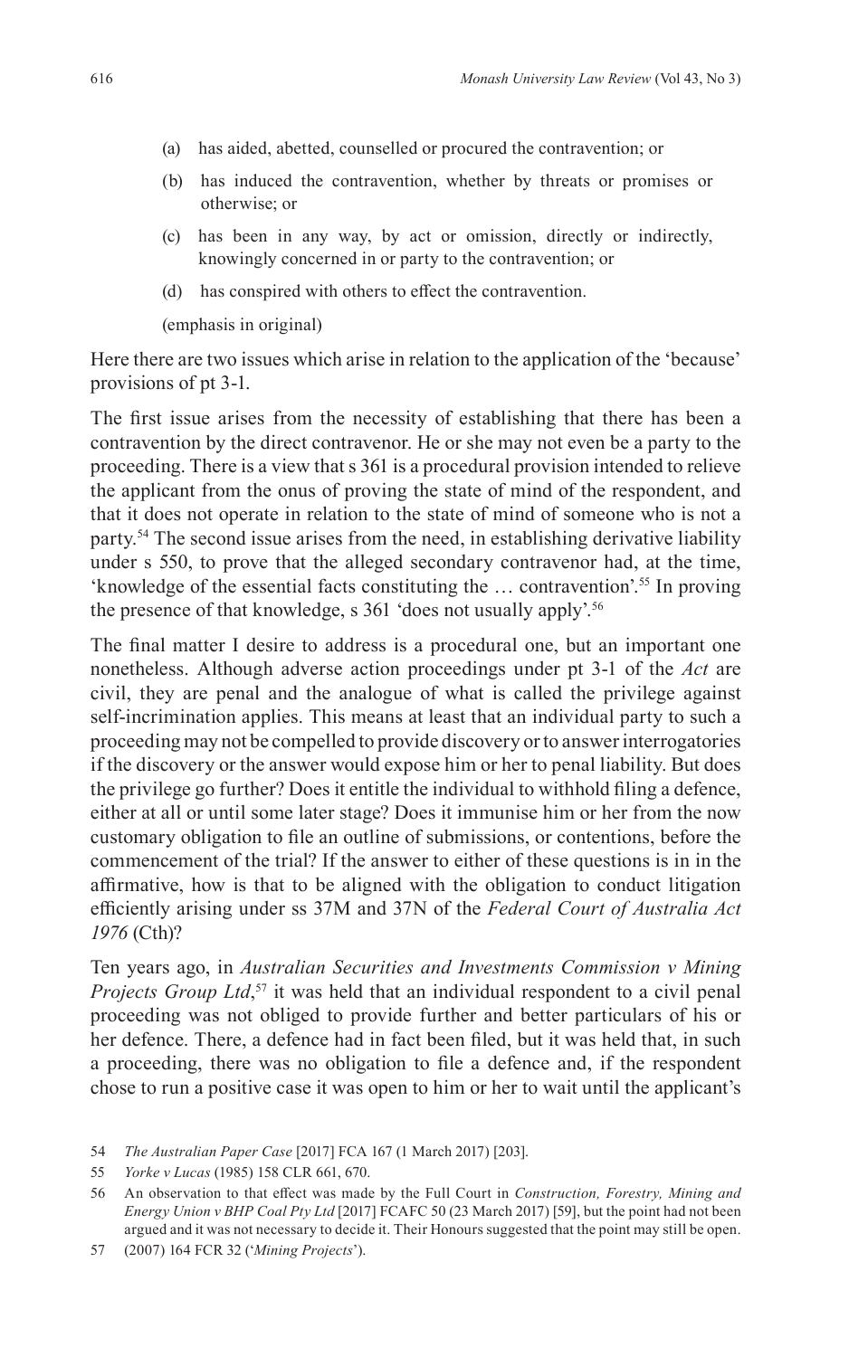(a) has aided, abetted, counselled or procured the contravention; or

(b) has induced the contravention, whether by threats or promises or otherwise; or

(c) has been in any way, by act or omission, directly or indirectly, knowingly concerned in or party to the contravention; or

(d) has conspired with others to effect the contravention.

(emphasis in original)

Here there are two issues which arise in relation to the application of the 'because' provisions of pt 3-1.

The first issue arises from the necessity of establishing that there has been a contravention by the direct contravenor. He or she may not even be a party to the proceeding. There is a view that s 361 is a procedural provision intended to relieve the applicant from the onus of proving the state of mind of the respondent, and that it does not operate in relation to the state of mind of someone who is not a party.[54] The second issue arises from the need, in establishing derivative liability under s 550, to prove that the alleged secondary contravenor had, at the time, 'knowledge of the essential facts constituting the … contravention'.[55] In proving the presence of that knowledge, s 361 'does not usually apply'.[56]

The final matter I desire to address is a procedural one, but an important one nonetheless. Although adverse action proceedings under pt 3-1 of the *Act* are civil, they are penal and the analogue of what is called the privilege against self-incrimination applies. This means at least that an individual party to such a proceeding may not be compelled to provide discovery or to answer interrogatories if the discovery or the answer would expose him or her to penal liability. But does the privilege go further? Does it entitle the individual to withhold filing a defence, either at all or until some later stage? Does it immunise him or her from the now customary obligation to file an outline of submissions, or contentions, before the commencement of the trial? If the answer to either of these questions is in in the affirmative, how is that to be aligned with the obligation to conduct litigation efficiently arising under ss 37M and 37N of the *Federal Court of Australia Act 1976* (Cth)?

Ten years ago, in *Australian Securities and Investments Commission v Mining Projects Group Ltd*,[57] it was held that an individual respondent to a civil penal proceeding was not obliged to provide further and better particulars of his or her defence. There, a defence had in fact been filed, but it was held that, in such a proceeding, there was no obligation to file a defence and, if the respondent chose to run a positive case it was open to him or her to wait until the applicant's

54 *The Australian Paper Case* [2017] FCA 167 (1 March 2017) [203].

55 *Yorke v Lucas* (1985) 158 CLR 661, 670.

56 An observation to that effect was made by the Full Court in *Construction, Forestry, Mining and Energy Union v BHP Coal Pty Ltd* [2017] FCAFC 50 (23 March 2017) [59], but the point had not been argued and it was not necessary to decide it. Their Honours suggested that the point may still be open.

57 (2007) 164 FCR 32 ('*Mining Projects*').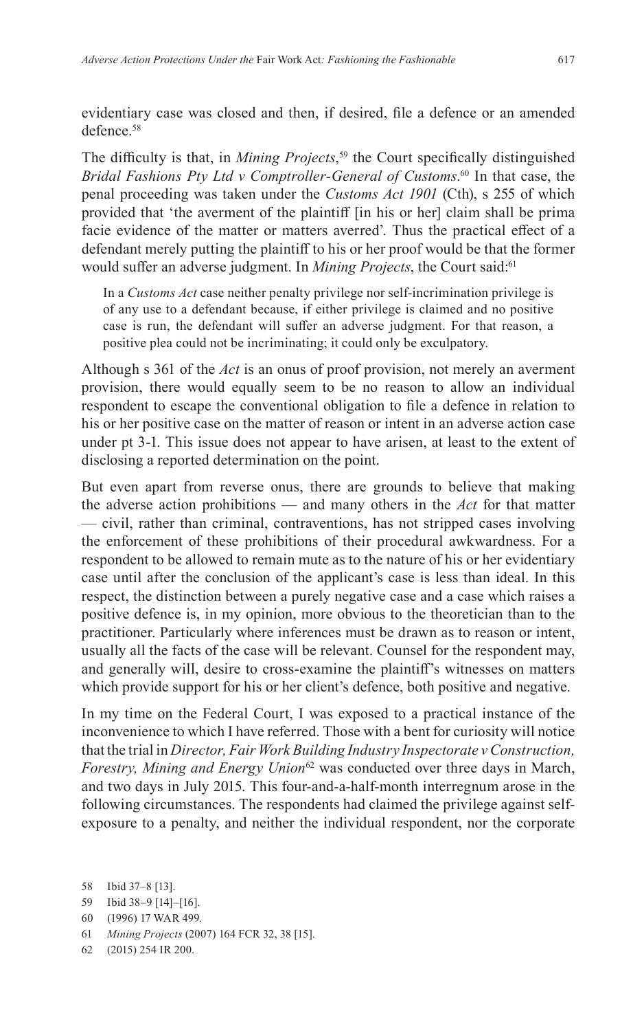evidentiary case was closed and then, if desired, file a defence or an amended defence.[58]

The difficulty is that, in *Mining Projects*,[59] the Court specifically distinguished *Bridal Fashions Pty Ltd v Comptroller-General of Customs*.[60] In that case, the penal proceeding was taken under the *Customs Act 1901* (Cth), s 255 of which provided that 'the averment of the plaintiff [in his or her] claim shall be prima facie evidence of the matter or matters averred'. Thus the practical effect of a defendant merely putting the plaintiff to his or her proof would be that the former would suffer an adverse judgment. In *Mining Projects*, the Court said:[61]

> In a *Customs Act* case neither penalty privilege nor self-incrimination privilege is of any use to a defendant because, if either privilege is claimed and no positive case is run, the defendant will suffer an adverse judgment. For that reason, a positive plea could not be incriminating; it could only be exculpatory.

Although s 361 of the *Act* is an onus of proof provision, not merely an averment provision, there would equally seem to be no reason to allow an individual respondent to escape the conventional obligation to file a defence in relation to his or her positive case on the matter of reason or intent in an adverse action case under pt 3-1. This issue does not appear to have arisen, at least to the extent of disclosing a reported determination on the point.

But even apart from reverse onus, there are grounds to believe that making the adverse action prohibitions — and many others in the *Act* for that matter — civil, rather than criminal, contraventions, has not stripped cases involving the enforcement of these prohibitions of their procedural awkwardness. For a respondent to be allowed to remain mute as to the nature of his or her evidentiary case until after the conclusion of the applicant's case is less than ideal. In this respect, the distinction between a purely negative case and a case which raises a positive defence is, in my opinion, more obvious to the theoretician than to the practitioner. Particularly where inferences must be drawn as to reason or intent, usually all the facts of the case will be relevant. Counsel for the respondent may, and generally will, desire to cross-examine the plaintiff's witnesses on matters which provide support for his or her client's defence, both positive and negative.

In my time on the Federal Court, I was exposed to a practical instance of the inconvenience to which I have referred. Those with a bent for curiosity will notice that the trial in *Director, Fair Work Building Industry Inspectorate v Construction, Forestry, Mining and Energy Union*[62] was conducted over three days in March, and two days in July 2015. This four-and-a-half-month interregnum arose in the following circumstances. The respondents had claimed the privilege against self-exposure to a penalty, and neither the individual respondent, nor the corporate

58 Ibid 37–8 [13].

59 Ibid 38–9 [14]–[16].

60 (1996) 17 WAR 499.

61 *Mining Projects* (2007) 164 FCR 32, 38 [15].

62 (2015) 254 IR 200.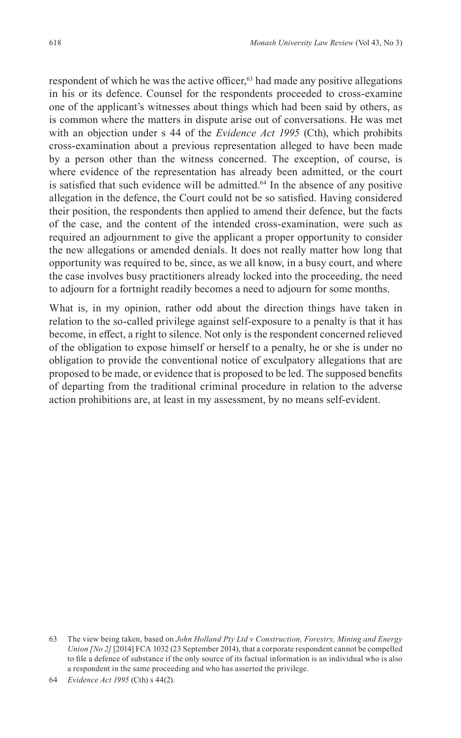respondent of which he was the active officer,[63] had made any positive allegations in his or its defence. Counsel for the respondents proceeded to cross-examine one of the applicant's witnesses about things which had been said by others, as is common where the matters in dispute arise out of conversations. He was met with an objection under s 44 of the *Evidence Act 1995* (Cth), which prohibits cross-examination about a previous representation alleged to have been made by a person other than the witness concerned. The exception, of course, is where evidence of the representation has already been admitted, or the court is satisfied that such evidence will be admitted.[64] In the absence of any positive allegation in the defence, the Court could not be so satisfied. Having considered their position, the respondents then applied to amend their defence, but the facts of the case, and the content of the intended cross-examination, were such as required an adjournment to give the applicant a proper opportunity to consider the new allegations or amended denials. It does not really matter how long that opportunity was required to be, since, as we all know, in a busy court, and where the case involves busy practitioners already locked into the proceeding, the need to adjourn for a fortnight readily becomes a need to adjourn for some months.

What is, in my opinion, rather odd about the direction things have taken in relation to the so-called privilege against self-exposure to a penalty is that it has become, in effect, a right to silence. Not only is the respondent concerned relieved of the obligation to expose himself or herself to a penalty, he or she is under no obligation to provide the conventional notice of exculpatory allegations that are proposed to be made, or evidence that is proposed to be led. The supposed benefits of departing from the traditional criminal procedure in relation to the adverse action prohibitions are, at least in my assessment, by no means self-evident.

---

63 The view being taken, based on *John Holland Pty Ltd v Construction, Forestry, Mining and Energy Union [No 2]* [2014] FCA 1032 (23 September 2014), that a corporate respondent cannot be compelled to file a defence of substance if the only source of its factual information is an individual who is also a respondent in the same proceeding and who has asserted the privilege.

64 *Evidence Act 1995* (Cth) s 44(2).